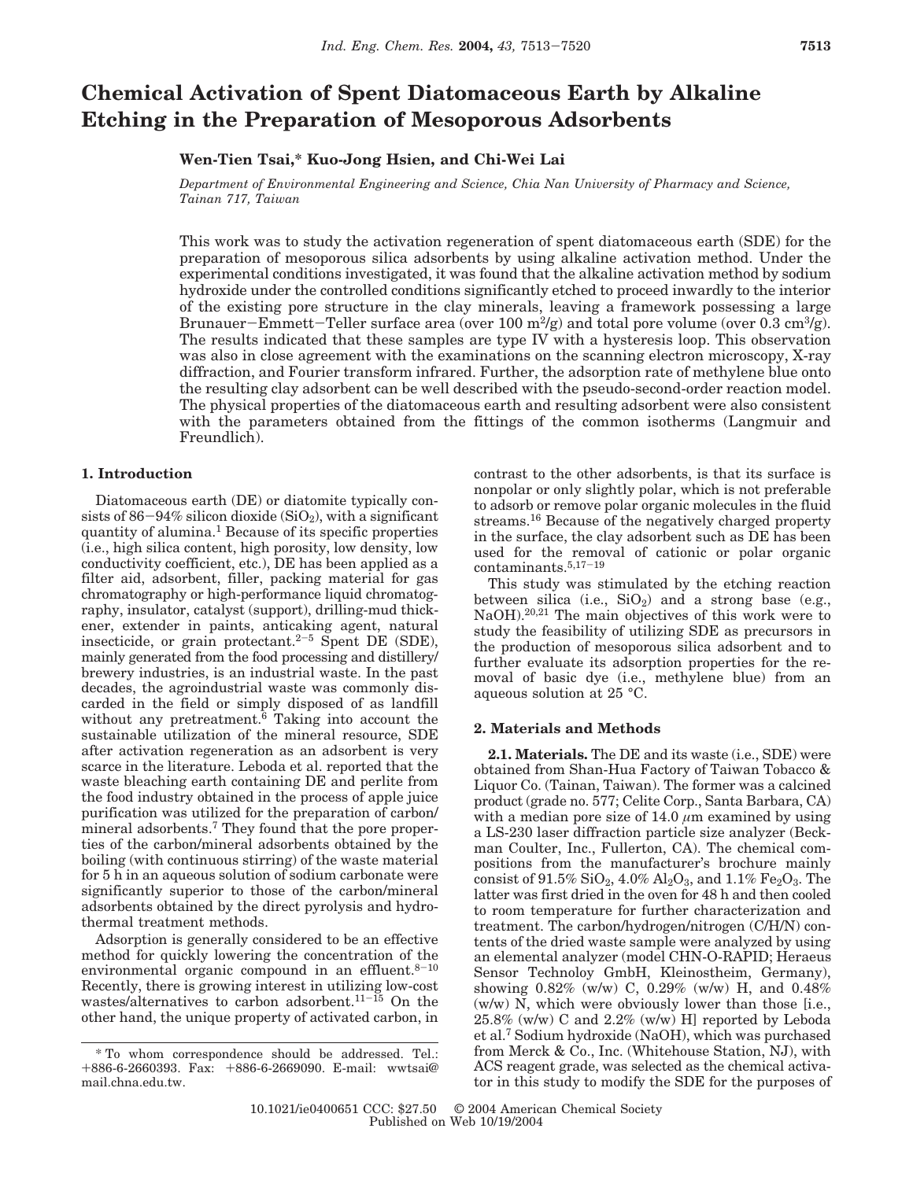# Chemical Activation of Spent Diatomaceous Earth by Alkaline Etching in the Preparation of Mesoporous Adsorbents

**Wen-Tien Tsai,\* Kuo-Jong Hsien, and Chi-Wei Lai**

*Department of Environmental Engineering and Science, Chia Nan University of Pharmacy and Science, Tainan 717, Taiwan*

This work was to study the activation regeneration of spent diatomaceous earth (SDE) for the preparation of mesoporous silica adsorbents by using alkaline activation method. Under the experimental conditions investigated, it was found that the alkaline activation method by sodium hydroxide under the controlled conditions significantly etched to proceed inwardly to the interior of the existing pore structure in the clay minerals, leaving a framework possessing a large Brunauer–Emmett–Teller surface area (over 100 $m^2/g$) and total pore volume (over 0.3 $cm^3/g$). The results indicated that these samples are type IV with a hysteresis loop. This observation was also in close agreement with the examinations on the scanning electron microscopy, X-ray diffraction, and Fourier transform infrared. Further, the adsorption rate of methylene blue onto the resulting clay adsorbent can be well described with the pseudo-second-order reaction model. The physical properties of the diatomaceous earth and resulting adsorbent were also consistent with the parameters obtained from the fittings of the common isotherms (Langmuir and Freundlich).

## 1. Introduction

Diatomaceous earth (DE) or diatomite typically consists of 86–94% silicon dioxide ($SiO_2$), with a significant quantity of alumina.[1] Because of its specific properties (i.e., high silica content, high porosity, low density, low conductivity coefficient, etc.), DE has been applied as a filter aid, adsorbent, filler, packing material for gas chromatography or high-performance liquid chromatography, insulator, catalyst (support), drilling-mud thickener, extender in paints, anticaking agent, natural insecticide, or grain protectant.[2–5] Spent DE (SDE), mainly generated from the food processing and distillery/brewery industries, is an industrial waste. In the past decades, the agroindustrial waste was commonly discarded in the field or simply disposed of as landfill without any pretreatment.[6] Taking into account the sustainable utilization of the mineral resource, SDE after activation regeneration as an adsorbent is very scarce in the literature. Leboda et al. reported that the waste bleaching earth containing DE and perlite from the food industry obtained in the process of apple juice purification was utilized for the preparation of carbon/mineral adsorbents.[7] They found that the pore properties of the carbon/mineral adsorbents obtained by the boiling (with continuous stirring) of the waste material for 5 h in an aqueous solution of sodium carbonate were significantly superior to those of the carbon/mineral adsorbents obtained by the direct pyrolysis and hydrothermal treatment methods.

Adsorption is generally considered to be an effective method for quickly lowering the concentration of the environmental organic compound in an effluent.[8–10] Recently, there is growing interest in utilizing low-cost wastes/alternatives to carbon adsorbent.[11–15] On the other hand, the unique property of activated carbon, in contrast to the other adsorbents, is that its surface is nonpolar or only slightly polar, which is not preferable to adsorb or remove polar organic molecules in the fluid streams.[16] Because of the negatively charged property in the surface, the clay adsorbent such as DE has been used for the removal of cationic or polar organic contaminants.[5,17–19]

This study was stimulated by the etching reaction between silica (i.e., $SiO_2$) and a strong base (e.g., NaOH).[20,21] The main objectives of this work were to study the feasibility of utilizing SDE as precursors in the production of mesoporous silica adsorbent and to further evaluate its adsorption properties for the removal of basic dye (i.e., methylene blue) from an aqueous solution at 25 °C.

## 2. Materials and Methods

**2.1. Materials.** The DE and its waste (i.e., SDE) were obtained from Shan-Hua Factory of Taiwan Tobacco & Liquor Co. (Tainan, Taiwan). The former was a calcined product (grade no. 577; Celite Corp., Santa Barbara, CA) with a median pore size of 14.0 $\mu$m examined by using a LS-230 laser diffraction particle size analyzer (Beckman Coulter, Inc., Fullerton, CA). The chemical compositions from the manufacturer's brochure mainly consist of 91.5% $SiO_2$, 4.0% $Al_2O_3$, and 1.1% $Fe_2O_3$. The latter was first dried in the oven for 48 h and then cooled to room temperature for further characterization and treatment. The carbon/hydrogen/nitrogen (C/H/N) contents of the dried waste sample were analyzed by using an elemental analyzer (model CHN-O-RAPID; Heraeus Sensor Technoloy GmbH, Kleinostheim, Germany), showing 0.82% (w/w) C, 0.29% (w/w) H, and 0.48% (w/w) N, which were obviously lower than those [i.e., 25.8% (w/w) C and 2.2% (w/w) H] reported by Leboda et al.[7] Sodium hydroxide (NaOH), which was purchased from Merck & Co., Inc. (Whitehouse Station, NJ), with ACS reagent grade, was selected as the chemical activator in this study to modify the SDE for the purposes of

\* To whom correspondence should be addressed. Tel.: +886-6-2660393. Fax: +886-6-2669090. E-mail: wwtsai@mail.chna.edu.tw.

10.1021/ie0400651 CCC: $27.50 © 2004 American Chemical Society
Published on Web 10/19/2004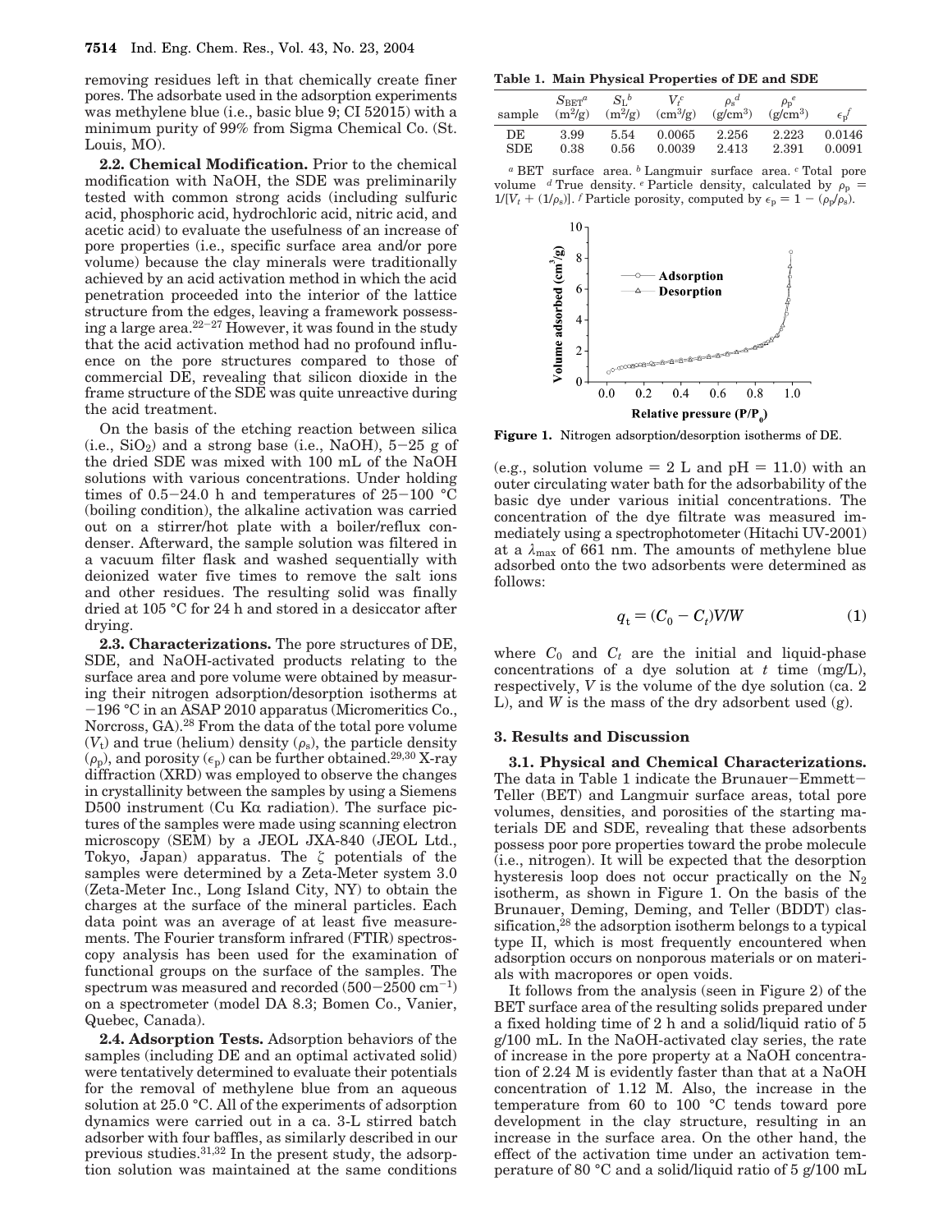removing residues left in that chemically create finer pores. The adsorbate used in the adsorption experiments was methylene blue (i.e., basic blue 9; CI 52015) with a minimum purity of 99% from Sigma Chemical Co. (St. Louis, MO).

**2.2. Chemical Modification.** Prior to the chemical modification with NaOH, the SDE was preliminarily tested with common strong acids (including sulfuric acid, phosphoric acid, hydrochloric acid, nitric acid, and acetic acid) to evaluate the usefulness of an increase of pore properties (i.e., specific surface area and/or pore volume) because the clay minerals were traditionally achieved by an acid activation method in which the acid penetration proceeded into the interior of the lattice structure from the edges, leaving a framework possessing a large area.[22-27] However, it was found in the study that the acid activation method had no profound influence on the pore structures compared to those of commercial DE, revealing that silicon dioxide in the frame structure of the SDE was quite unreactive during the acid treatment.

On the basis of the etching reaction between silica (i.e., $SiO_2$) and a strong base (i.e., NaOH), 5−25 g of the dried SDE was mixed with 100 mL of the NaOH solutions with various concentrations. Under holding times of 0.5−24.0 h and temperatures of 25−100 °C (boiling condition), the alkaline activation was carried out on a stirrer/hot plate with a boiler/reflux condenser. Afterward, the sample solution was filtered in a vacuum filter flask and washed sequentially with deionized water five times to remove the salt ions and other residues. The resulting solid was finally dried at 105 °C for 24 h and stored in a desiccator after drying.

**2.3. Characterizations.** The pore structures of DE, SDE, and NaOH-activated products relating to the surface area and pore volume were obtained by measuring their nitrogen adsorption/desorption isotherms at −196 °C in an ASAP 2010 apparatus (Micromeritics Co., Norcross, GA).[28] From the data of the total pore volume ($V_t$) and true (helium) density ($\rho_s$), the particle density ($\rho_p$), and porosity ($\epsilon_p$) can be further obtained.[29,30] X-ray diffraction (XRD) was employed to observe the changes in crystallinity between the samples by using a Siemens D500 instrument (Cu Kα radiation). The surface pictures of the samples were made using scanning electron microscopy (SEM) by a JEOL JXA-840 (JEOL Ltd., Tokyo, Japan) apparatus. The ζ potentials of the samples were determined by a Zeta-Meter system 3.0 (Zeta-Meter Inc., Long Island City, NY) to obtain the charges at the surface of the mineral particles. Each data point was an average of at least five measurements. The Fourier transform infrared (FTIR) spectroscopy analysis has been used for the examination of functional groups on the surface of the samples. The spectrum was measured and recorded (500−2500 cm$^{-1}$) on a spectrometer (model DA 8.3; Bomen Co., Vanier, Quebec, Canada).

**2.4. Adsorption Tests.** Adsorption behaviors of the samples (including DE and an optimal activated solid) were tentatively determined to evaluate their potentials for the removal of methylene blue from an aqueous solution at 25.0 °C. All of the experiments of adsorption dynamics were carried out in a ca. 3-L stirred batch adsorber with four baffles, as similarly described in our previous studies.[31,32] In the present study, the adsorption solution was maintained at the same conditions (e.g., solution volume = 2 L and pH = 11.0) with an outer circulating water bath for the adsorbability of the basic dye under various initial concentrations. The concentration of the dye filtrate was measured immediately using a spectrophotometer (Hitachi UV-2001) at a $\lambda_{max}$ of 661 nm. The amounts of methylene blue adsorbed onto the two adsorbents were determined as follows:

$$q_t = (C_0 - C_t)V/W \tag{1}$$

where $C_0$ and $C_t$ are the initial and liquid-phase concentrations of a dye solution at $t$ time (mg/L), respectively, $V$ is the volume of the dye solution (ca. 2 L), and $W$ is the mass of the dry adsorbent used (g).

**Table 1. Main Physical Properties of DE and SDE**

| sample | $S_{BET}$[a] (m$^2$/g) | $S_L$[b] (m$^2$/g) | $V_t$[c] (cm$^3$/g) | $\rho_s$[d] (g/cm$^3$) | $\rho_p$[e] (g/cm$^3$) | $\epsilon_p$[f] |
|---|---|---|---|---|---|---|
| DE | 3.99 | 5.54 | 0.0065 | 2.256 | 2.223 | 0.0146 |
| SDE | 0.38 | 0.56 | 0.0039 | 2.413 | 2.391 | 0.0091 |

[a] BET surface area. [b] Langmuir surface area. [c] Total pore volume [d] True density. [e] Particle density, calculated by $\rho_p = 1/[V_t + (1/\rho_s)]$. [f] Particle porosity, computed by $\epsilon_p = 1 - (\rho_p/\rho_s)$.

**Figure 1.** Nitrogen adsorption/desorption isotherms of DE.

## 3. Results and Discussion

**3.1. Physical and Chemical Characterizations.** The data in Table 1 indicate the Brunauer−Emmett−Teller (BET) and Langmuir surface areas, total pore volumes, densities, and porosities of the starting materials DE and SDE, revealing that these adsorbents possess poor pore properties toward the probe molecule (i.e., nitrogen). It will be expected that the desorption hysteresis loop does not occur practically on the $N_2$ isotherm, as shown in Figure 1. On the basis of the Brunauer, Deming, Deming, and Teller (BDDT) classification,[28] the adsorption isotherm belongs to a typical type II, which is most frequently encountered when adsorption occurs on nonporous materials or on materials with macropores or open voids.

It follows from the analysis (seen in Figure 2) of the BET surface area of the resulting solids prepared under a fixed holding time of 2 h and a solid/liquid ratio of 5 g/100 mL. In the NaOH-activated clay series, the rate of increase in the pore property at a NaOH concentration of 2.24 M is evidently faster than that at a NaOH concentration of 1.12 M. Also, the increase in the temperature from 60 to 100 °C tends toward pore development in the clay structure, resulting in an increase in the surface area. On the other hand, the effect of the activation time under an activation temperature of 80 °C and a solid/liquid ratio of 5 g/100 mL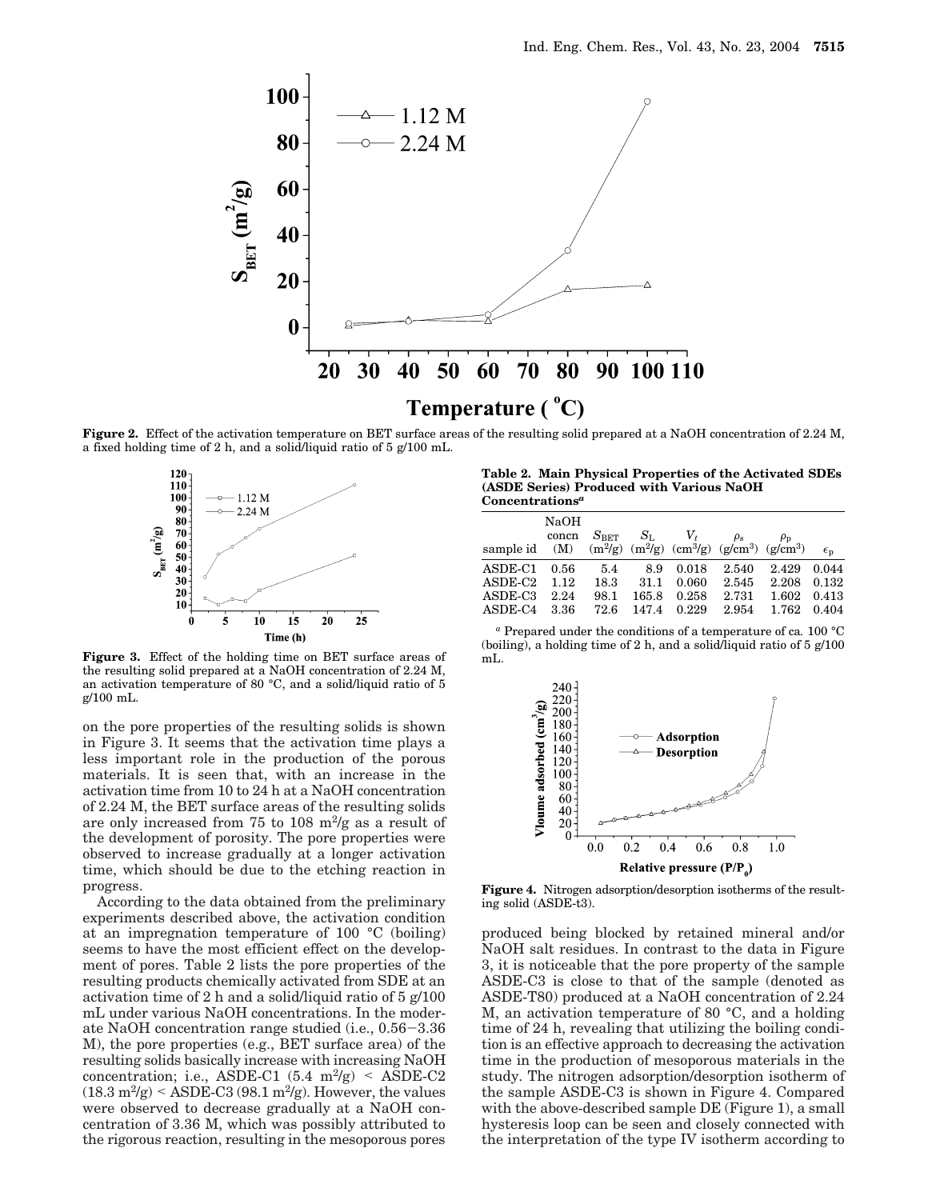**Figure 2.** Effect of the activation temperature on BET surface areas of the resulting solid prepared at a NaOH concentration of 2.24 M, a fixed holding time of 2 h, and a solid/liquid ratio of 5 g/100 mL.

**Figure 3.** Effect of the holding time on BET surface areas of the resulting solid prepared at a NaOH concentration of 2.24 M, an activation temperature of 80 °C, and a solid/liquid ratio of 5 g/100 mL.

on the pore properties of the resulting solids is shown in Figure 3. It seems that the activation time plays a less important role in the production of the porous materials. It is seen that, with an increase in the activation time from 10 to 24 h at a NaOH concentration of 2.24 M, the BET surface areas of the resulting solids are only increased from 75 to 108 $m^2/g$ as a result of the development of porosity. The pore properties were observed to increase gradually at a longer activation time, which should be due to the etching reaction in progress.

According to the data obtained from the preliminary experiments described above, the activation condition at an impregnation temperature of 100 °C (boiling) seems to have the most efficient effect on the development of pores. Table 2 lists the pore properties of the resulting products chemically activated from SDE at an activation time of 2 h and a solid/liquid ratio of 5 g/100 mL under various NaOH concentrations. In the moderate NaOH concentration range studied (i.e., 0.56−3.36 M), the pore properties (e.g., BET surface area) of the resulting solids basically increase with increasing NaOH concentration; i.e., ASDE-C1 (5.4 $m^2/g$) < ASDE-C2 (18.3 $m^2/g$) < ASDE-C3 (98.1 $m^2/g$). However, the values were observed to decrease gradually at a NaOH concentration of 3.36 M, which was possibly attributed to the rigorous reaction, resulting in the mesoporous pores produced being blocked by retained mineral and/or NaOH salt residues. In contrast to the data in Figure 3, it is noticeable that the pore property of the sample ASDE-C3 is close to that of the sample (denoted as ASDE-T80) produced at a NaOH concentration of 2.24 M, an activation temperature of 80 °C, and a holding time of 24 h, revealing that utilizing the boiling condition is an effective approach to decreasing the activation time in the production of mesoporous materials in the study. The nitrogen adsorption/desorption isotherm of the sample ASDE-C3 is shown in Figure 4. Compared with the above-described sample DE (Figure 1), a small hysteresis loop can be seen and closely connected with the interpretation of the type IV isotherm according to

**Table 2. Main Physical Properties of the Activated SDEs (ASDE Series) Produced with Various NaOH Concentrations[a]**

| sample id | NaOH concn (M) | $S_{BET}$ ($m^2/g$) | $S_L$ ($m^2/g$) | $V_t$ ($cm^3/g$) | $\rho_s$ ($g/cm^3$) | $\rho_p$ ($g/cm^3$) | $\epsilon_p$ |
|---|---|---|---|---|---|---|---|
| ASDE-C1 | 0.56 | 5.4 | 8.9 | 0.018 | 2.540 | 2.429 | 0.044 |
| ASDE-C2 | 1.12 | 18.3 | 31.1 | 0.060 | 2.545 | 2.208 | 0.132 |
| ASDE-C3 | 2.24 | 98.1 | 165.8 | 0.258 | 2.731 | 1.602 | 0.413 |
| ASDE-C4 | 3.36 | 72.6 | 147.4 | 0.229 | 2.954 | 1.762 | 0.404 |

[a] Prepared under the conditions of a temperature of ca. 100 °C (boiling), a holding time of 2 h, and a solid/liquid ratio of 5 g/100 mL.

**Figure 4.** Nitrogen adsorption/desorption isotherms of the resulting solid (ASDE-t3).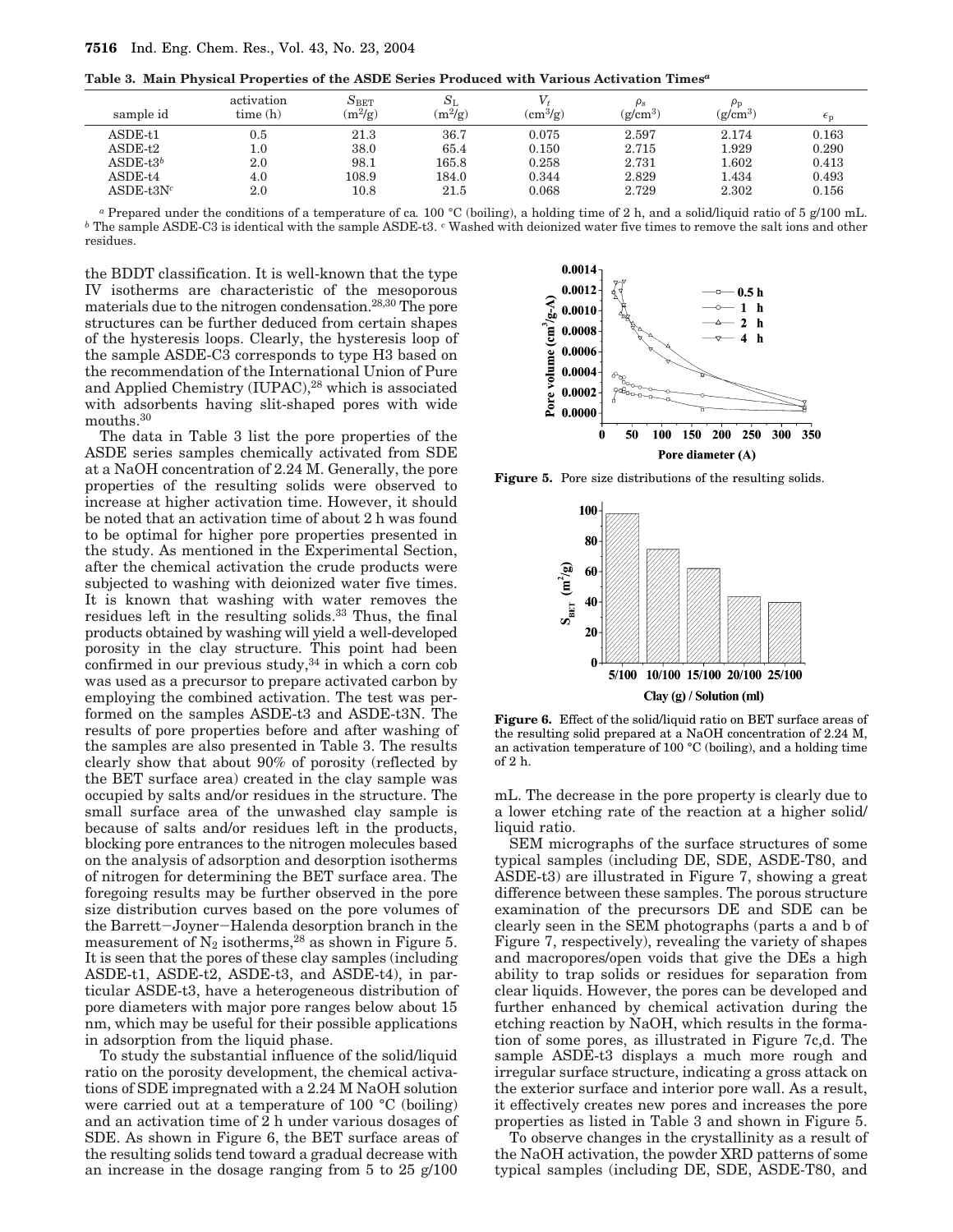**Table 3. Main Physical Properties of the ASDE Series Produced with Various Activation Times**[a]

| sample id | activation time (h) | $S_{BET}$ ($m^2/g$) | $S_L$ ($m^2/g$) | $V_t$ ($cm^3/g$) | $\rho_s$ ($g/cm^3$) | $\rho_p$ ($g/cm^3$) | $\epsilon_p$ |
|---|---|---|---|---|---|---|---|
| ASDE-t1 | 0.5 | 21.3 | 36.7 | 0.075 | 2.597 | 2.174 | 0.163 |
| ASDE-t2 | 1.0 | 38.0 | 65.4 | 0.150 | 2.715 | 1.929 | 0.290 |
| ASDE-t3[b] | 2.0 | 98.1 | 165.8 | 0.258 | 2.731 | 1.602 | 0.413 |
| ASDE-t4 | 4.0 | 108.9 | 184.0 | 0.344 | 2.829 | 1.434 | 0.493 |
| ASDE-t3N[c] | 2.0 | 10.8 | 21.5 | 0.068 | 2.729 | 2.302 | 0.156 |

[a] Prepared under the conditions of a temperature of ca. 100 °C (boiling), a holding time of 2 h, and a solid/liquid ratio of 5 g/100 mL. [b] The sample ASDE-C3 is identical with the sample ASDE-t3. [c] Washed with deionized water five times to remove the salt ions and other residues.

the BDDT classification. It is well-known that the type IV isotherms are characteristic of the mesoporous materials due to the nitrogen condensation.[28,30] The pore structures can be further deduced from certain shapes of the hysteresis loops. Clearly, the hysteresis loop of the sample ASDE-C3 corresponds to type H3 based on the recommendation of the International Union of Pure and Applied Chemistry (IUPAC),[28] which is associated with adsorbents having slit-shaped pores with wide mouths.[30]

The data in Table 3 list the pore properties of the ASDE series samples chemically activated from SDE at a NaOH concentration of 2.24 M. Generally, the pore properties of the resulting solids were observed to increase at higher activation time. However, it should be noted that an activation time of about 2 h was found to be optimal for higher pore properties presented in the study. As mentioned in the Experimental Section, after the chemical activation the crude products were subjected to washing with deionized water five times. It is known that washing with water removes the residues left in the resulting solids.[33] Thus, the final products obtained by washing will yield a well-developed porosity in the clay structure. This point had been confirmed in our previous study,[34] in which a corn cob was used as a precursor to prepare activated carbon by employing the combined activation. The test was performed on the samples ASDE-t3 and ASDE-t3N. The results of pore properties before and after washing of the samples are also presented in Table 3. The results clearly show that about 90% of porosity (reflected by the BET surface area) created in the clay sample was occupied by salts and/or residues in the structure. The small surface area of the unwashed clay sample is because of salts and/or residues left in the products, blocking pore entrances to the nitrogen molecules based on the analysis of adsorption and desorption isotherms of nitrogen for determining the BET surface area. The foregoing results may be further observed in the pore size distribution curves based on the pore volumes of the Barrett–Joyner–Halenda desorption branch in the measurement of $N_2$ isotherms,[28] as shown in Figure 5. It is seen that the pores of these clay samples (including ASDE-t1, ASDE-t2, ASDE-t3, and ASDE-t4), in particular ASDE-t3, have a heterogeneous distribution of pore diameters with major pore ranges below about 15 nm, which may be useful for their possible applications in adsorption from the liquid phase.

To study the substantial influence of the solid/liquid ratio on the porosity development, the chemical activations of SDE impregnated with a 2.24 M NaOH solution were carried out at a temperature of 100 °C (boiling) and an activation time of 2 h under various dosages of SDE. As shown in Figure 6, the BET surface areas of the resulting solids tend toward a gradual decrease with an increase in the dosage ranging from 5 to 25 g/100 mL. The decrease in the pore property is clearly due to a lower etching rate of the reaction at a higher solid/liquid ratio.

**Figure 5.** Pore size distributions of the resulting solids.

**Figure 6.** Effect of the solid/liquid ratio on BET surface areas of the resulting solid prepared at a NaOH concentration of 2.24 M, an activation temperature of 100 °C (boiling), and a holding time of 2 h.

SEM micrographs of the surface structures of some typical samples (including DE, SDE, ASDE-T80, and ASDE-t3) are illustrated in Figure 7, showing a great difference between these samples. The porous structure examination of the precursors DE and SDE can be clearly seen in the SEM photographs (parts a and b of Figure 7, respectively), revealing the variety of shapes and macropores/open voids that give the DEs a high ability to trap solids or residues for separation from clear liquids. However, the pores can be developed and further enhanced by chemical activation during the etching reaction by NaOH, which results in the formation of some pores, as illustrated in Figure 7c,d. The sample ASDE-t3 displays a much more rough and irregular surface structure, indicating a gross attack on the exterior surface and interior pore wall. As a result, it effectively creates new pores and increases the pore properties as listed in Table 3 and shown in Figure 5.

To observe changes in the crystallinity as a result of the NaOH activation, the powder XRD patterns of some typical samples (including DE, SDE, ASDE-T80, and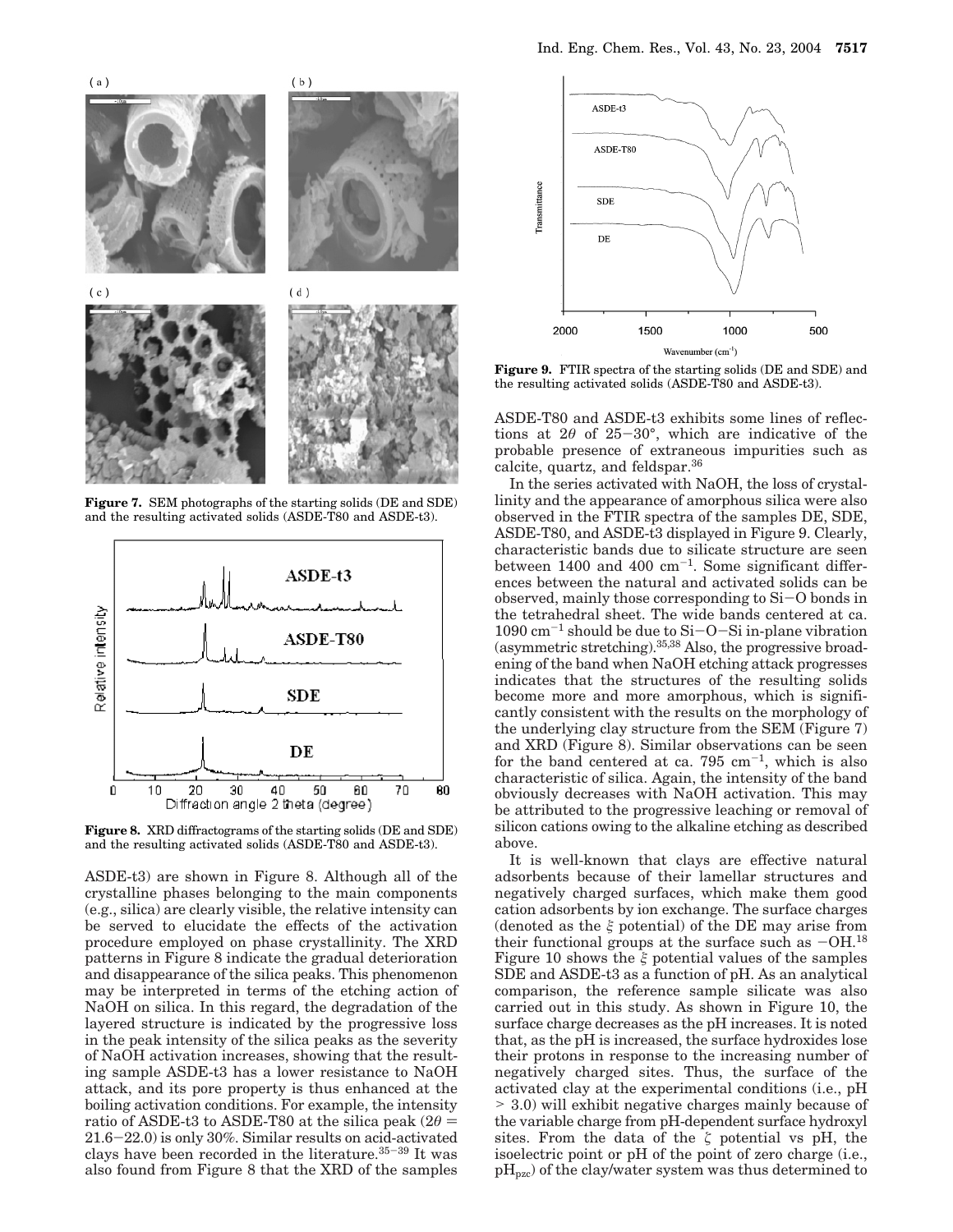**Figure 7.** SEM photographs of the starting solids (DE and SDE) and the resulting activated solids (ASDE-T80 and ASDE-t3).

**Figure 8.** XRD diffractograms of the starting solids (DE and SDE) and the resulting activated solids (ASDE-T80 and ASDE-t3).

ASDE-t3) are shown in Figure 8. Although all of the crystalline phases belonging to the main components (e.g., silica) are clearly visible, the relative intensity can be served to elucidate the effects of the activation procedure employed on phase crystallinity. The XRD patterns in Figure 8 indicate the gradual deterioration and disappearance of the silica peaks. This phenomenon may be interpreted in terms of the etching action of NaOH on silica. In this regard, the degradation of the layered structure is indicated by the progressive loss in the peak intensity of the silica peaks as the severity of NaOH activation increases, showing that the resulting sample ASDE-t3 has a lower resistance to NaOH attack, and its pore property is thus enhanced at the boiling activation conditions. For example, the intensity ratio of ASDE-t3 to ASDE-T80 at the silica peak ($2\theta$ = 21.6−22.0) is only 30%. Similar results on acid-activated clays have been recorded in the literature.[35−39] It was also found from Figure 8 that the XRD of the samples ASDE-T80 and ASDE-t3 exhibits some lines of reflections at $2\theta$ of 25−30°, which are indicative of the probable presence of extraneous impurities such as calcite, quartz, and feldspar.[36]

**Figure 9.** FTIR spectra of the starting solids (DE and SDE) and the resulting activated solids (ASDE-T80 and ASDE-t3).

In the series activated with NaOH, the loss of crystallinity and the appearance of amorphous silica were also observed in the FTIR spectra of the samples DE, SDE, ASDE-T80, and ASDE-t3 displayed in Figure 9. Clearly, characteristic bands due to silicate structure are seen between 1400 and 400 cm$^{-1}$. Some significant differences between the natural and activated solids can be observed, mainly those corresponding to Si−O bonds in the tetrahedral sheet. The wide bands centered at ca. 1090 cm$^{-1}$ should be due to Si−O−Si in-plane vibration (asymmetric stretching).[35,38] Also, the progressive broadening of the band when NaOH etching attack progresses indicates that the structures of the resulting solids become more and more amorphous, which is significantly consistent with the results on the morphology of the underlying clay structure from the SEM (Figure 7) and XRD (Figure 8). Similar observations can be seen for the band centered at ca. 795 cm$^{-1}$, which is also characteristic of silica. Again, the intensity of the band obviously decreases with NaOH activation. This may be attributed to the progressive leaching or removal of silicon cations owing to the alkaline etching as described above.

It is well-known that clays are effective natural adsorbents because of their lamellar structures and negatively charged surfaces, which make them good cation adsorbents by ion exchange. The surface charges (denoted as the $\xi$ potential) of the DE may arise from their functional groups at the surface such as −OH.[18] Figure 10 shows the $\xi$ potential values of the samples SDE and ASDE-t3 as a function of pH. As an analytical comparison, the reference sample silicate was also carried out in this study. As shown in Figure 10, the surface charge decreases as the pH increases. It is noted that, as the pH is increased, the surface hydroxides lose their protons in response to the increasing number of negatively charged sites. Thus, the surface of the activated clay at the experimental conditions (i.e., pH > 3.0) will exhibit negative charges mainly because of the variable charge from pH-dependent surface hydroxyl sites. From the data of the $\zeta$ potential vs pH, the isoelectric point or pH of the point of zero charge (i.e., $pH_{pzc}$) of the clay/water system was thus determined to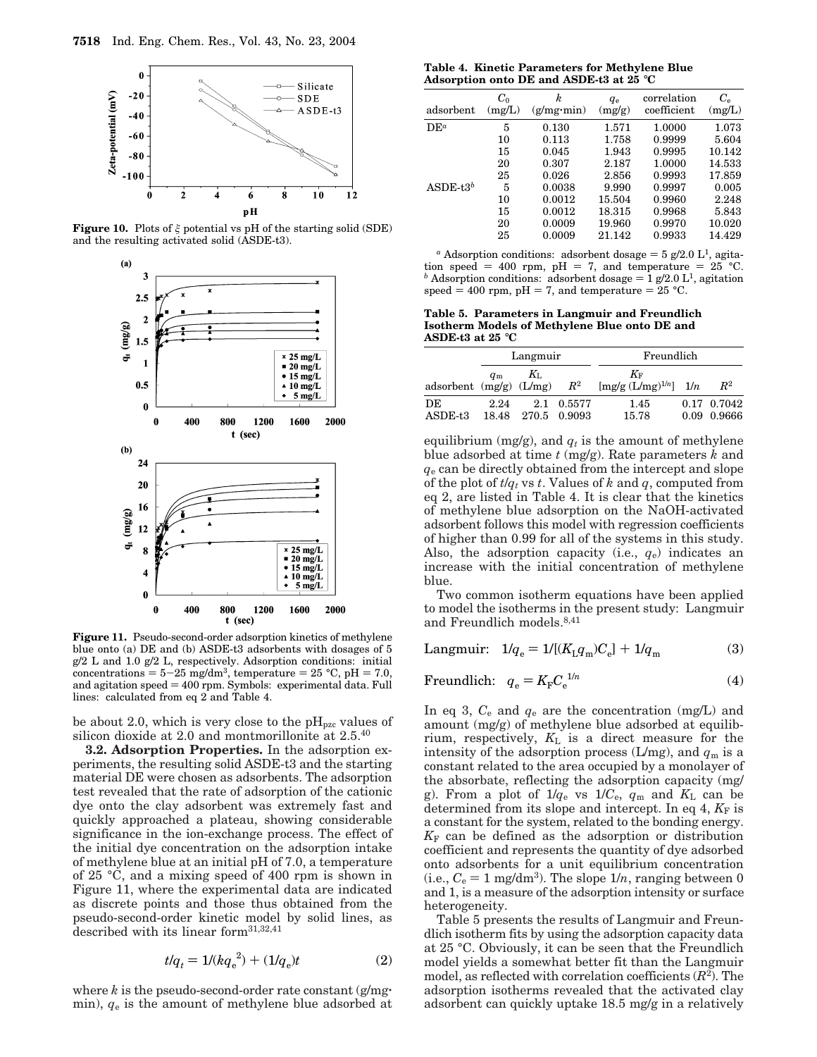**Figure 10.** Plots of $\xi$ potential vs pH of the starting solid (SDE) and the resulting activated solid (ASDE-t3).

**Figure 11.** Pseudo-second-order adsorption kinetics of methylene blue onto (a) DE and (b) ASDE-t3 adsorbents with dosages of 5 g/2 L and 1.0 g/2 L, respectively. Adsorption conditions: initial concentrations = 5–25 mg/dm$^3$, temperature = 25 °C, pH = 7.0, and agitation speed = 400 rpm. Symbols: experimental data. Full lines: calculated from eq 2 and Table 4.

be about 2.0, which is very close to the pH$_{pzc}$ values of silicon dioxide at 2.0 and montmorillonite at 2.5.[40]

**3.2. Adsorption Properties.** In the adsorption experiments, the resulting solid ASDE-t3 and the starting material DE were chosen as adsorbents. The adsorption test revealed that the rate of adsorption of the cationic dye onto the clay adsorbent was extremely fast and quickly approached a plateau, showing considerable significance in the ion-exchange process. The effect of the initial dye concentration on the adsorption intake of methylene blue at an initial pH of 7.0, a temperature of 25 °C, and a mixing speed of 400 rpm is shown in Figure 11, where the experimental data are indicated as discrete points and those thus obtained from the pseudo-second-order kinetic model by solid lines, as described with its linear form[31,32,41]

$$t/q_t = 1/(kq_e^2) + (1/q_e)t \qquad (2)$$

where $k$ is the pseudo-second-order rate constant (g/mg·min), $q_e$ is the amount of methylene blue adsorbed at equilibrium (mg/g), and $q_t$ is the amount of methylene blue adsorbed at time $t$ (mg/g). Rate parameters $k$ and $q_e$ can be directly obtained from the intercept and slope of the plot of $t/q_t$ vs $t$. Values of $k$ and $q$, computed from eq 2, are listed in Table 4. It is clear that the kinetics of methylene blue adsorption on the NaOH-activated adsorbent follows this model with regression coefficients of higher than 0.99 for all of the systems in this study. Also, the adsorption capacity (i.e., $q_e$) indicates an increase with the initial concentration of methylene blue.

**Table 4. Kinetic Parameters for Methylene Blue Adsorption onto DE and ASDE-t3 at 25 °C**

| adsorbent | $C_0$ (mg/L) | $k$ (g/mg·min) | $q_e$ (mg/g) | correlation coefficient | $C_e$ (mg/L) |
|---|---|---|---|---|---|
| DE[a] | 5 | 0.130 | 1.571 | 1.0000 | 1.073 |
| | 10 | 0.113 | 1.758 | 0.9999 | 5.604 |
| | 15 | 0.045 | 1.943 | 0.9995 | 10.142 |
| | 20 | 0.307 | 2.187 | 1.0000 | 14.533 |
| | 25 | 0.026 | 2.856 | 0.9993 | 17.859 |
| ASDE-t3[b] | 5 | 0.0038 | 9.990 | 0.9997 | 0.005 |
| | 10 | 0.0012 | 15.504 | 0.9960 | 2.248 |
| | 15 | 0.0012 | 18.315 | 0.9968 | 5.843 |
| | 20 | 0.0009 | 19.960 | 0.9970 | 10.020 |
| | 25 | 0.0009 | 21.142 | 0.9933 | 14.429 |

[a] Adsorption conditions: adsorbent dosage = 5 g/2.0 L[1], agitation speed = 400 rpm, pH = 7, and temperature = 25 °C. [b] Adsorption conditions: adsorbent dosage = 1 g/2.0 L[1], agitation speed = 400 rpm, pH = 7, and temperature = 25 °C.

**Table 5. Parameters in Langmuir and Freundlich Isotherm Models of Methylene Blue onto DE and ASDE-t3 at 25 °C**

| | Langmuir | | | Freundlich | | |
|---|---|---|---|---|---|---|
| adsorbent | $q_m$ (mg/g) | $K_L$ (L/mg) | $R^2$ | $K_F$ [mg/g (L/mg)$^{1/n}$] | $1/n$ | $R^2$ |
| DE | 2.24 | 2.1 | 0.5577 | 1.45 | 0.17 | 0.7042 |
| ASDE-t3 | 18.48 | 270.5 | 0.9093 | 15.78 | 0.09 | 0.9666 |

Two common isotherm equations have been applied to model the isotherms in the present study: Langmuir and Freundlich models.[8,41]

$$\text{Langmuir:} \quad 1/q_e = 1/[(K_L q_m)C_e] + 1/q_m \qquad (3)$$

$$\text{Freundlich:} \quad q_e = K_F C_e^{1/n} \qquad (4)$$

In eq 3, $C_e$ and $q_e$ are the concentration (mg/L) and amount (mg/g) of methylene blue adsorbed at equilibrium, respectively, $K_L$ is a direct measure for the intensity of the adsorption process (L/mg), and $q_m$ is a constant related to the area occupied by a monolayer of the absorbate, reflecting the adsorption capacity (mg/g). From a plot of $1/q_e$ vs $1/C_e$, $q_m$ and $K_L$ can be determined from its slope and intercept. In eq 4, $K_F$ is a constant for the system, related to the bonding energy. $K_F$ can be defined as the adsorption or distribution coefficient and represents the quantity of dye adsorbed onto adsorbents for a unit equilibrium concentration (i.e., $C_e$ = 1 mg/dm$^3$). The slope $1/n$, ranging between 0 and 1, is a measure of the adsorption intensity or surface heterogeneity.

Table 5 presents the results of Langmuir and Freundlich isotherm fits by using the adsorption capacity data at 25 °C. Obviously, it can be seen that the Freundlich model yields a somewhat better fit than the Langmuir model, as reflected with correlation coefficients ($R^2$). The adsorption isotherms revealed that the activated clay adsorbent can quickly uptake 18.5 mg/g in a relatively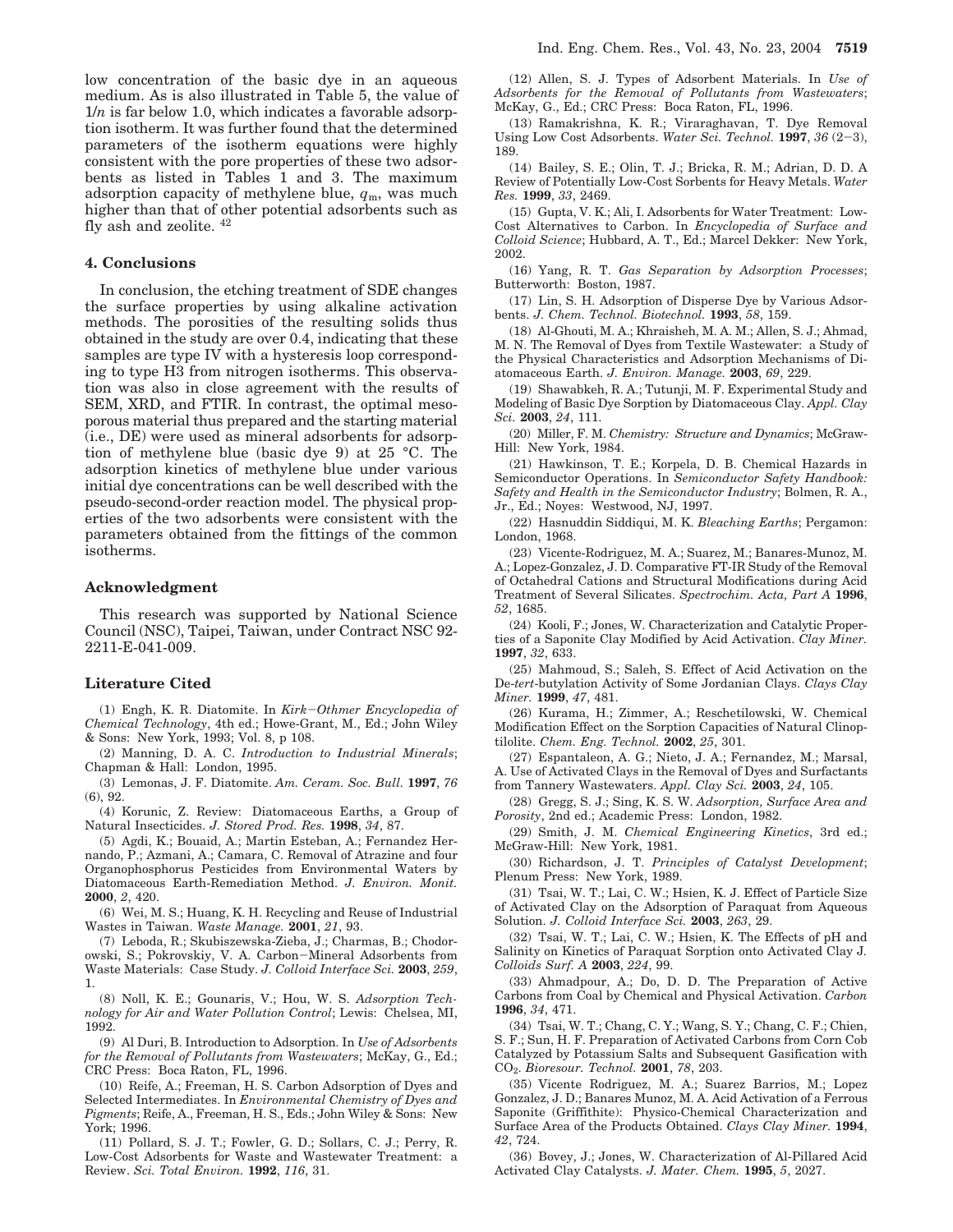low concentration of the basic dye in an aqueous medium. As is also illustrated in Table 5, the value of $1/n$ is far below 1.0, which indicates a favorable adsorption isotherm. It was further found that the determined parameters of the isotherm equations were highly consistent with the pore properties of these two adsorbents as listed in Tables 1 and 3. The maximum adsorption capacity of methylene blue, $q_m$, was much higher than that of other potential adsorbents such as fly ash and zeolite. [42]

## 4. Conclusions

In conclusion, the etching treatment of SDE changes the surface properties by using alkaline activation methods. The porosities of the resulting solids thus obtained in the study are over 0.4, indicating that these samples are type IV with a hysteresis loop corresponding to type H3 from nitrogen isotherms. This observation was also in close agreement with the results of SEM, XRD, and FTIR. In contrast, the optimal mesoporous material thus prepared and the starting material (i.e., DE) were used as mineral adsorbents for adsorption of methylene blue (basic dye 9) at 25 °C. The adsorption kinetics of methylene blue under various initial dye concentrations can be well described with the pseudo-second-order reaction model. The physical properties of the two adsorbents were consistent with the parameters obtained from the fittings of the common isotherms.

### Acknowledgment

This research was supported by National Science Council (NSC), Taipei, Taiwan, under Contract NSC 92-2211-E-041-009.

### Literature Cited

(1) Engh, K. R. Diatomite. In *Kirk−Othmer Encyclopedia of Chemical Technology*, 4th ed.; Howe-Grant, M., Ed.; John Wiley & Sons: New York, 1993; Vol. 8, p 108.

(2) Manning, D. A. C. *Introduction to Industrial Minerals*; Chapman & Hall: London, 1995.

(3) Lemonas, J. F. Diatomite. *Am. Ceram. Soc. Bull.* **1997**, *76* (6), 92.

(4) Korunic, Z. Review: Diatomaceous Earths, a Group of Natural Insecticides. *J. Stored Prod. Res.* **1998**, *34*, 87.

(5) Agdi, K.; Bouaid, A.; Martin Esteban, A.; Fernandez Hernando, P.; Azmani, A.; Camara, C. Removal of Atrazine and four Organophosphorus Pesticides from Environmental Waters by Diatomaceous Earth-Remediation Method. *J. Environ. Monit.* **2000**, *2*, 420.

(6) Wei, M. S.; Huang, K. H. Recycling and Reuse of Industrial Wastes in Taiwan. *Waste Manage.* **2001**, *21*, 93.

(7) Leboda, R.; Skubiszewska-Zieba, J.; Charmas, B.; Chodorowski, S.; Pokrovskiy, V. A. Carbon−Mineral Adsorbents from Waste Materials: Case Study. *J. Colloid Interface Sci.* **2003**, *259*, 1.

(8) Noll, K. E.; Gounaris, V.; Hou, W. S. *Adsorption Technology for Air and Water Pollution Control*; Lewis: Chelsea, MI, 1992.

(9) Al Duri, B. Introduction to Adsorption. In *Use of Adsorbents for the Removal of Pollutants from Wastewaters*; McKay, G., Ed.; CRC Press: Boca Raton, FL, 1996.

(10) Reife, A.; Freeman, H. S. Carbon Adsorption of Dyes and Selected Intermediates. In *Environmental Chemistry of Dyes and Pigments*; Reife, A., Freeman, H. S., Eds.; John Wiley & Sons: New York; 1996.

(11) Pollard, S. J. T.; Fowler, G. D.; Sollars, C. J.; Perry, R. Low-Cost Adsorbents for Waste and Wastewater Treatment: a Review. *Sci. Total Environ.* **1992**, *116*, 31.

(12) Allen, S. J. Types of Adsorbent Materials. In *Use of Adsorbents for the Removal of Pollutants from Wastewaters*; McKay, G., Ed.; CRC Press: Boca Raton, FL, 1996.

(13) Ramakrishna, K. R.; Viraraghavan, T. Dye Removal Using Low Cost Adsorbents. *Water Sci. Technol.* **1997**, *36* (2−3), 189.

(14) Bailey, S. E.; Olin, T. J.; Bricka, R. M.; Adrian, D. D. A Review of Potentially Low-Cost Sorbents for Heavy Metals. *Water Res.* **1999**, *33*, 2469.

(15) Gupta, V. K.; Ali, I. Adsorbents for Water Treatment: Low-Cost Alternatives to Carbon. In *Encyclopedia of Surface and Colloid Science*; Hubbard, A. T., Ed.; Marcel Dekker: New York, 2002.

(16) Yang, R. T. *Gas Separation by Adsorption Processes*; Butterworth: Boston, 1987.

(17) Lin, S. H. Adsorption of Disperse Dye by Various Adsorbents. *J. Chem. Technol. Biotechnol.* **1993**, *58*, 159.

(18) Al-Ghouti, M. A.; Khraisheh, M. A. M.; Allen, S. J.; Ahmad, M. N. The Removal of Dyes from Textile Wastewater: a Study of the Physical Characteristics and Adsorption Mechanisms of Diatomaceous Earth. *J. Environ. Manage.* **2003**, *69*, 229.

(19) Shawabkeh, R. A.; Tutunji, M. F. Experimental Study and Modeling of Basic Dye Sorption by Diatomaceous Clay. *Appl. Clay Sci.* **2003**, *24*, 111.

(20) Miller, F. M. *Chemistry: Structure and Dynamics*; McGraw-Hill: New York, 1984.

(21) Hawkinson, T. E.; Korpela, D. B. Chemical Hazards in Semiconductor Operations. In *Semiconductor Safety Handbook: Safety and Health in the Semiconductor Industry*; Bolmen, R. A., Jr., Ed.; Noyes: Westwood, NJ, 1997.

(22) Hasnuddin Siddiqui, M. K. *Bleaching Earths*; Pergamon: London, 1968.

(23) Vicente-Rodriguez, M. A.; Suarez, M.; Banares-Munoz, M. A.; Lopez-Gonzalez, J. D. Comparative FT-IR Study of the Removal of Octahedral Cations and Structural Modifications during Acid Treatment of Several Silicates. *Spectrochim. Acta, Part A* **1996**, *52*, 1685.

(24) Kooli, F.; Jones, W. Characterization and Catalytic Properties of a Saponite Clay Modified by Acid Activation. *Clay Miner.* **1997**, *32*, 633.

(25) Mahmoud, S.; Saleh, S. Effect of Acid Activation on the De-*tert*-butylation Activity of Some Jordanian Clays. *Clays Clay Miner.* **1999**, *47*, 481.

(26) Kurama, H.; Zimmer, A.; Reschetilowski, W. Chemical Modification Effect on the Sorption Capacities of Natural Clinoptilolite. *Chem. Eng. Technol.* **2002**, *25*, 301.

(27) Espantaleon, A. G.; Nieto, J. A.; Fernandez, M.; Marsal, A. Use of Activated Clays in the Removal of Dyes and Surfactants from Tannery Wastewaters. *Appl. Clay Sci.* **2003**, *24*, 105.

(28) Gregg, S. J.; Sing, K. S. W. *Adsorption, Surface Area and Porosity*, 2nd ed.; Academic Press: London, 1982.

(29) Smith, J. M. *Chemical Engineering Kinetics*, 3rd ed.; McGraw-Hill: New York, 1981.

(30) Richardson, J. T. *Principles of Catalyst Development*; Plenum Press: New York, 1989.

(31) Tsai, W. T.; Lai, C. W.; Hsien, K. J. Effect of Particle Size of Activated Clay on the Adsorption of Paraquat from Aqueous Solution. *J. Colloid Interface Sci.* **2003**, *263*, 29.

(32) Tsai, W. T.; Lai, C. W.; Hsien, K. The Effects of pH and Salinity on Kinetics of Paraquat Sorption onto Activated Clay J. *Colloids Surf. A* **2003**, *224*, 99.

(33) Ahmadpour, A.; Do, D. D. The Preparation of Active Carbons from Coal by Chemical and Physical Activation. *Carbon* **1996**, *34*, 471.

(34) Tsai, W. T.; Chang, C. Y.; Wang, S. Y.; Chang, C. F.; Chien, S. F.; Sun, H. F. Preparation of Activated Carbons from Corn Cob Catalyzed by Potassium Salts and Subsequent Gasification with $CO_2$. *Bioresour. Technol.* **2001**, *78*, 203.

(35) Vicente Rodriguez, M. A.; Suarez Barrios, M.; Lopez Gonzalez, J. D.; Banares Munoz, M. A. Acid Activation of a Ferrous Saponite (Griffithite): Physico-Chemical Characterization and Surface Area of the Products Obtained. *Clays Clay Miner.* **1994**, *42*, 724.

(36) Bovey, J.; Jones, W. Characterization of Al-Pillared Acid Activated Clay Catalysts. *J. Mater. Chem.* **1995**, *5*, 2027.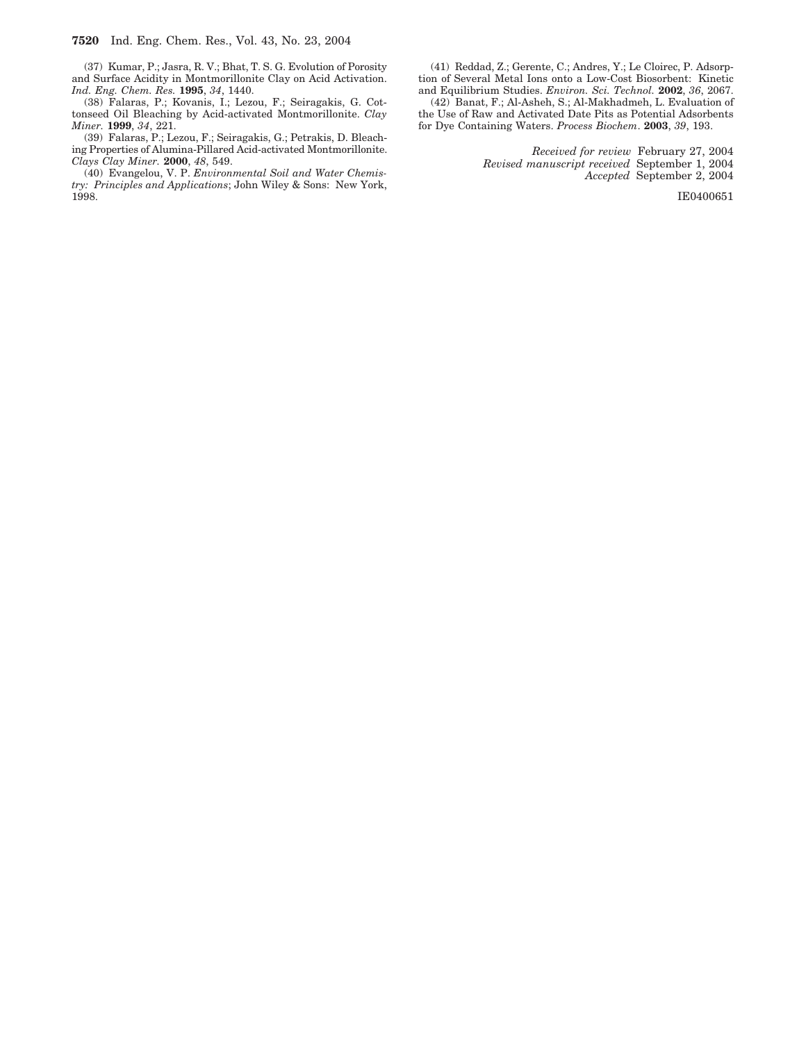(37) Kumar, P.; Jasra, R. V.; Bhat, T. S. G. Evolution of Porosity and Surface Acidity in Montmorillonite Clay on Acid Activation. *Ind. Eng. Chem. Res.* **1995**, *34*, 1440.

(38) Falaras, P.; Kovanis, I.; Lezou, F.; Seiragakis, G. Cottonseed Oil Bleaching by Acid-activated Montmorillonite. *Clay Miner.* **1999**, *34*, 221.

(39) Falaras, P.; Lezou, F.; Seiragakis, G.; Petrakis, D. Bleaching Properties of Alumina-Pillared Acid-activated Montmorillonite. *Clays Clay Miner.* **2000**, *48*, 549.

(40) Evangelou, V. P. *Environmental Soil and Water Chemistry: Principles and Applications*; John Wiley & Sons: New York, 1998.

(41) Reddad, Z.; Gerente, C.; Andres, Y.; Le Cloirec, P. Adsorption of Several Metal Ions onto a Low-Cost Biosorbent: Kinetic and Equilibrium Studies. *Environ. Sci. Technol.* **2002**, *36*, 2067.

(42) Banat, F.; Al-Asheh, S.; Al-Makhadmeh, L. Evaluation of the Use of Raw and Activated Date Pits as Potential Adsorbents for Dye Containing Waters. *Process Biochem*. **2003**, *39*, 193.

*Received for review* February 27, 2004
*Revised manuscript received* September 1, 2004
*Accepted* September 2, 2004

IE0400651